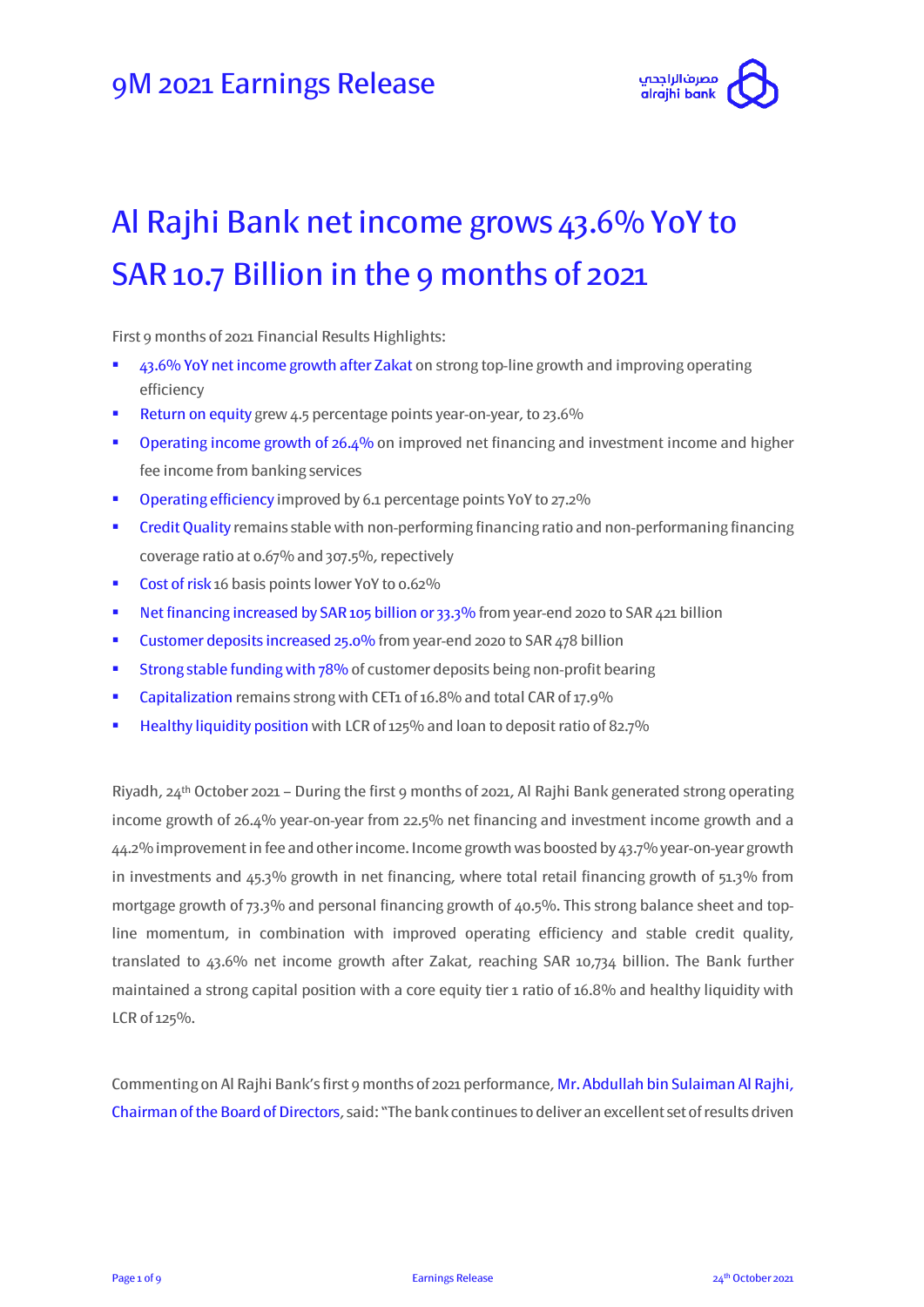# 9M 2021 Earnings Release

# Al Rajhi Bank net income grows 43.6% YoY to SAR 10.7 Billion in the 9 months of 2021

First 9 months of 2021 Financial Results Highlights:

- 43.6% YoY net income growth after Zakat on strong top-line growth and improving operating efficiency
- Return on equity grew 4.5 percentage points year-on-year, to 23.6%
- Operating income growth of 26.4% on improved net financing and investment income and higher fee income from banking services
- Operating efficiency improved by 6.1 percentage points YoY to 27.2%
- Credit Quality remains stable with non-performing financing ratio and non-performaning financing coverage ratio at 0.67% and 307.5%, repectively
- Cost of risk 16 basis points lower YoY to 0.62%
- Net financing increased by SAR 105 billion or 33.3% from year-end 2020 to SAR 421 billion
- Customer deposits increased 25.0% from year-end 2020 to SAR 478 billion
- Strong stable funding with 78% of customer deposits being non-profit bearing
- Capitalization remains strong with CET1 of 16.8% and total CAR of 17.9%
- Healthy liquidity position with LCR of 125% and loan to deposit ratio of 82.7%

Riyadh, 24th October 2021 – During the first 9 months of 2021, Al Rajhi Bank generated strong operating income growth of 26.4% year-on-year from 22.5% net financing and investment income growth and a 44.2% improvement in fee and other income. Income growth was boosted by 43.7% year-on-year growth in investments and 45.3% growth in net financing, where total retail financing growth of 51.3% from mortgage growth of 73.3% and personal financing growth of 40.5%. This strong balance sheet and top-line momentum, in combination with improved operating efficiency and stable credit quality, translated to 43.6% net income growth after Zakat, reaching SAR 10,734 billion. The Bank further maintained a strong capital position with a core equity tier 1 ratio of 16.8% and healthy liquidity with LCR of 125%.

Commenting on Al Rajhi Bank's first 9 months of 2021 performance, Mr. Abdullah bin Sulaiman Al Rajhi, Chairman of the Board of Directors, said: "The bank continues to deliver an excellent set of results driven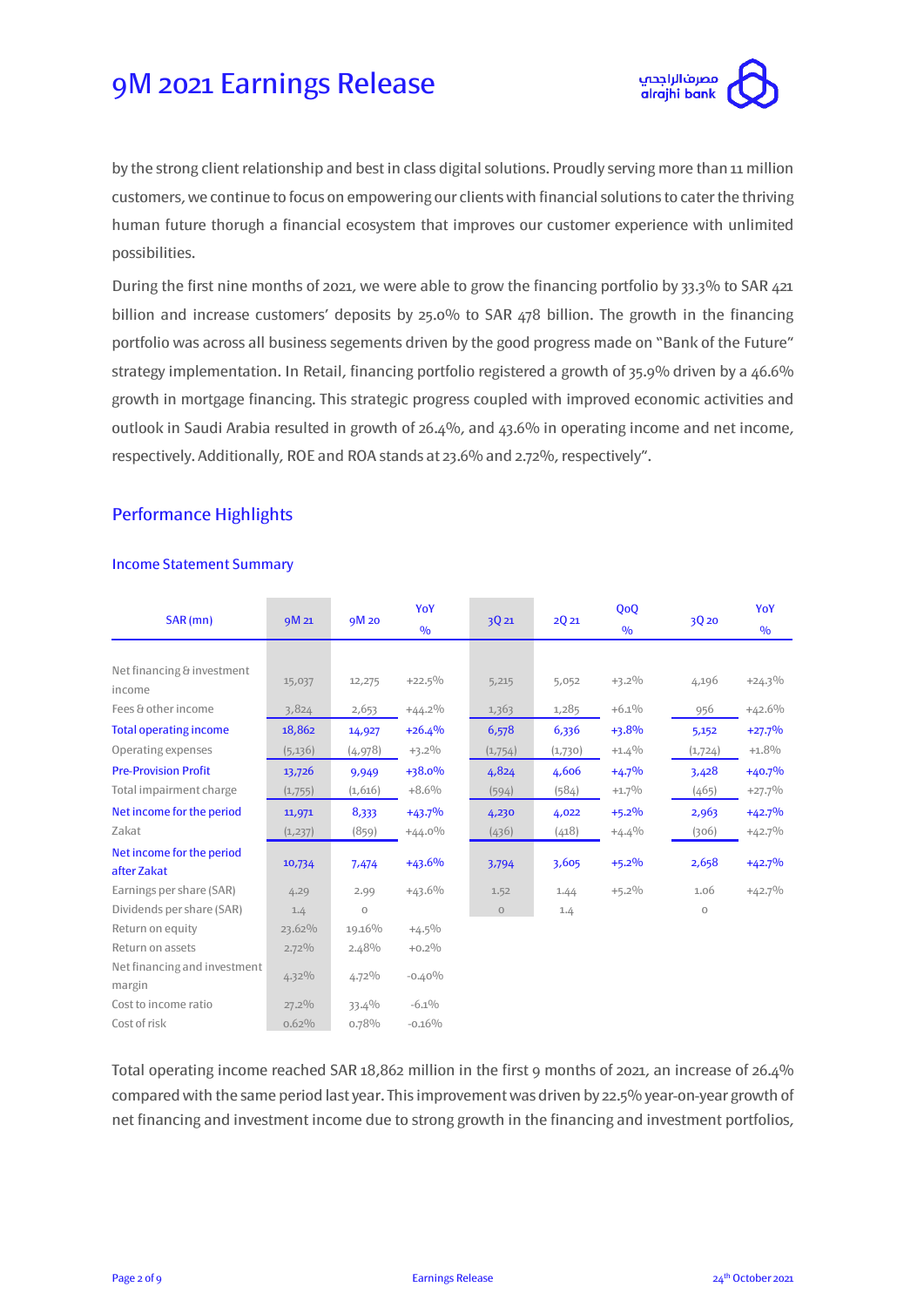by the strong client relationship and best in class digital solutions. Proudly serving more than 11 million customers, we continue to focus on empowering our clients with financial solutions to cater the thriving human future thorugh a financial ecosystem that improves our customer experience with unlimited possibilities.

During the first nine months of 2021, we were able to grow the financing portfolio by 33.3% to SAR 421 billion and increase customers' deposits by 25.0% to SAR 478 billion. The growth in the financing portfolio was across all business segements driven by the good progress made on "Bank of the Future" strategy implementation. In Retail, financing portfolio registered a growth of 35.9% driven by a 46.6% growth in mortgage financing. This strategic progress coupled with improved economic activities and outlook in Saudi Arabia resulted in growth of 26.4%, and 43.6% in operating income and net income, respectively. Additionally, ROE and ROA stands at 23.6% and 2.72%, respectively".

## Performance Highlights

### Income Statement Summary

| SAR (mn) | 9M 21 | 9M 20 | YoY % | 3Q 21 | 2Q 21 | QoQ % | 3Q 20 | YoY % |
|---|---|---|---|---|---|---|---|---|
| Net financing & investment income | 15,037 | 12,275 | +22.5% | 5,215 | 5,052 | +3.2% | 4,196 | +24.3% |
| Fees & other income | 3,824 | 2,653 | +44.2% | 1,363 | 1,285 | +6.1% | 956 | +42.6% |
| Total operating income | 18,862 | 14,927 | +26.4% | 6,578 | 6,336 | +3.8% | 5,152 | +27.7% |
| Operating expenses | (5,136) | (4,978) | +3.2% | (1,754) | (1,730) | +1.4% | (1,724) | +1.8% |
| Pre-Provision Profit | 13,726 | 9,949 | +38.0% | 4,824 | 4,606 | +4.7% | 3,428 | +40.7% |
| Total impairment charge | (1,755) | (1,616) | +8.6% | (594) | (584) | +1.7% | (465) | +27.7% |
| Net income for the period | 11,971 | 8,333 | +43.7% | 4,230 | 4,022 | +5.2% | 2,963 | +42.7% |
| Zakat | (1,237) | (859) | +44.0% | (436) | (418) | +4.4% | (306) | +42.7% |
| Net income for the period after Zakat | 10,734 | 7,474 | +43.6% | 3,794 | 3,605 | +5.2% | 2,658 | +42.7% |
| Earnings per share (SAR) | 4.29 | 2.99 | +43.6% | 1.52 | 1.44 | +5.2% | 1.06 | +42.7% |
| Dividends per share (SAR) | 1.4 | 0 | | 0 | 1.4 | | 0 | |
| Return on equity | 23.62% | 19.16% | +4.5% | | | | | |
| Return on assets | 2.72% | 2.48% | +0.2% | | | | | |
| Net financing and investment margin | 4.32% | 4.72% | -0.40% | | | | | |
| Cost to income ratio | 27.2% | 33.4% | -6.1% | | | | | |
| Cost of risk | 0.62% | 0.78% | -0.16% | | | | | |

Total operating income reached SAR 18,862 million in the first 9 months of 2021, an increase of 26.4% compared with the same period last year. This improvement was driven by 22.5% year-on-year growth of net financing and investment income due to strong growth in the financing and investment portfolios,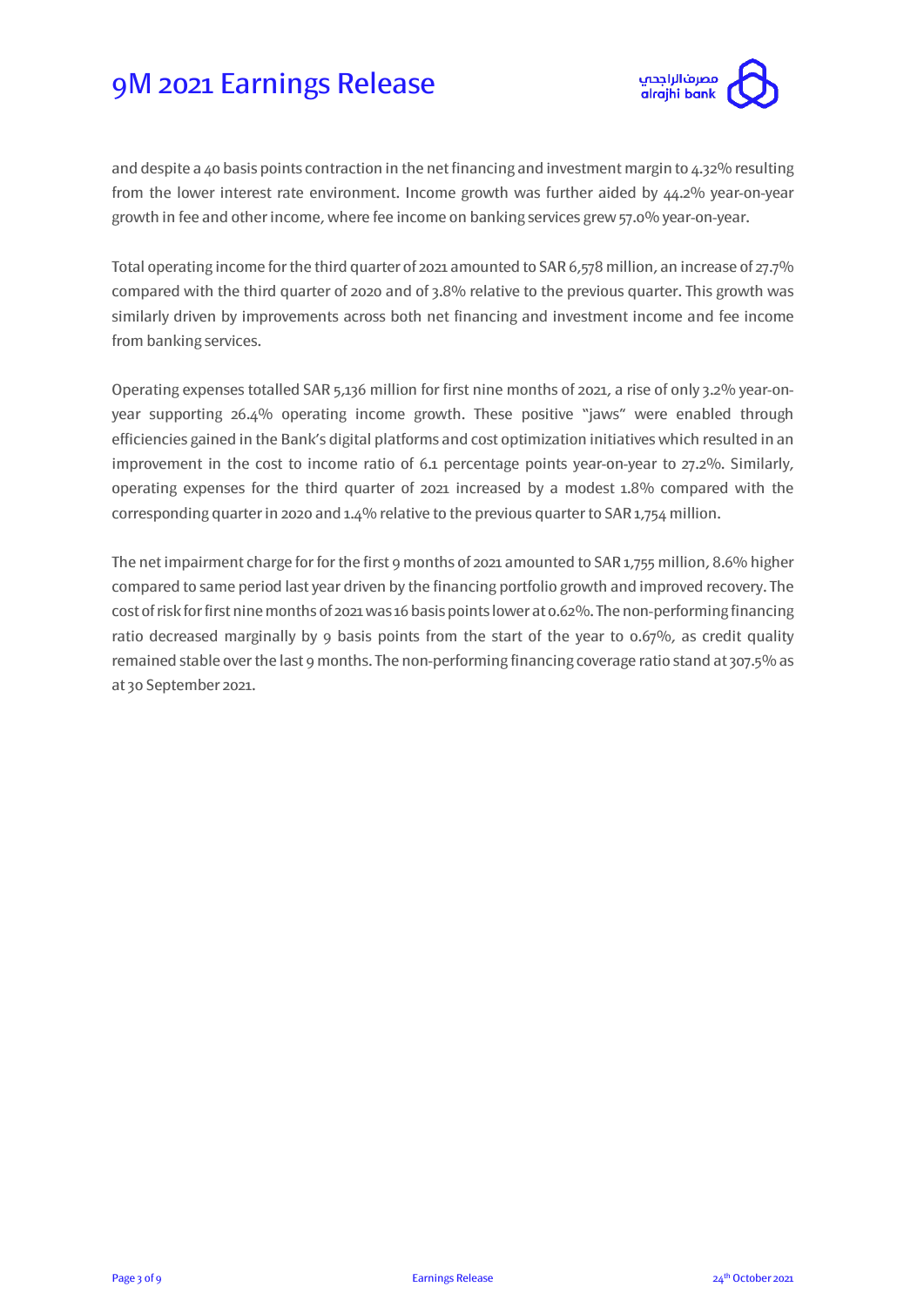and despite a 40 basis points contraction in the net financing and investment margin to 4.32% resulting from the lower interest rate environment. Income growth was further aided by 44.2% year-on-year growth in fee and other income, where fee income on banking services grew 57.0% year-on-year.

Total operating income for the third quarter of 2021 amounted to SAR 6,578 million, an increase of 27.7% compared with the third quarter of 2020 and of 3.8% relative to the previous quarter. This growth was similarly driven by improvements across both net financing and investment income and fee income from banking services.

Operating expenses totalled SAR 5,136 million for first nine months of 2021, a rise of only 3.2% year-on-year supporting 26.4% operating income growth. These positive "jaws" were enabled through efficiencies gained in the Bank's digital platforms and cost optimization initiatives which resulted in an improvement in the cost to income ratio of 6.1 percentage points year-on-year to 27.2%. Similarly, operating expenses for the third quarter of 2021 increased by a modest 1.8% compared with the corresponding quarter in 2020 and 1.4% relative to the previous quarter to SAR 1,754 million.

The net impairment charge for for the first 9 months of 2021 amounted to SAR 1,755 million, 8.6% higher compared to same period last year driven by the financing portfolio growth and improved recovery. The cost of risk for first nine months of 2021 was 16 basis points lower at 0.62%. The non-performing financing ratio decreased marginally by 9 basis points from the start of the year to 0.67%, as credit quality remained stable over the last 9 months. The non-performing financing coverage ratio stand at 307.5% as at 30 September 2021.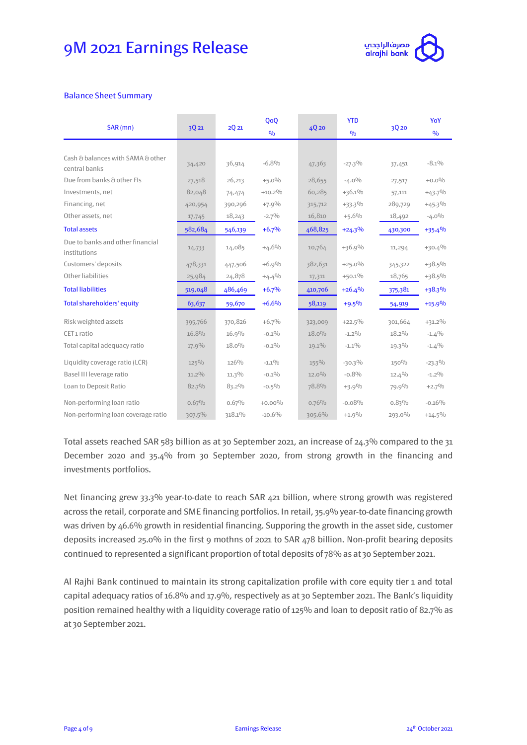# 9M 2021 Earnings Release

## Balance Sheet Summary

| SAR (mn) | 3Q 21 | 2Q 21 | QoQ % | 4Q 20 | YTD % | 3Q 20 | YoY % |
|---|---|---|---|---|---|---|---|
| Cash & balances with SAMA & other central banks | 34,420 | 36,914 | -6.8% | 47,363 | -27.3% | 37,451 | -8.1% |
| Due from banks & other FIs | 27,518 | 26,213 | +5.0% | 28,655 | -4.0% | 27,517 | +0.0% |
| Investments, net | 82,048 | 74,474 | +10.2% | 60,285 | +36.1% | 57,111 | +43.7% |
| Financing, net | 420,954 | 390,296 | +7.9% | 315,712 | +33.3% | 289,729 | +45.3% |
| Other assets, net | 17,745 | 18,243 | -2.7% | 16,810 | +5.6% | 18,492 | -4.0% |
| Total assets | 582,684 | 546,139 | +6.7% | 468,825 | +24.3% | 430,300 | +35.4% |
| Due to banks and other financial institutions | 14,733 | 14,085 | +4.6% | 10,764 | +36.9% | 11,294 | +30.4% |
| Customers' deposits | 478,331 | 447,506 | +6.9% | 382,631 | +25.0% | 345,322 | +38.5% |
| Other liabilities | 25,984 | 24,878 | +4.4% | 17,311 | +50.1% | 18,765 | +38.5% |
| Total liabilities | 519,048 | 486,469 | +6.7% | 410,706 | +26.4% | 375,381 | +38.3% |
| Total shareholders' equity | 63,637 | 59,670 | +6.6% | 58,119 | +9.5% | 54,919 | +15.9% |
| Risk weighted assets | 395,766 | 370,826 | +6.7% | 323,009 | +22.5% | 301,664 | +31.2% |
| CET1 ratio | 16.8% | 16.9% | -0.1% | 18.0% | -1.2% | 18.2% | -1.4% |
| Total capital adequacy ratio | 17.9% | 18.0% | -0.1% | 19.1% | -1.1% | 19.3% | -1.4% |
| Liquidity coverage ratio (LCR) | 125% | 126% | -1.1% | 155% | -30.3% | 150% | -23.3% |
| Basel III leverage ratio | 11.2% | 11.3% | -0.1% | 12.0% | -0.8% | 12.4% | -1.2% |
| Loan to Deposit Ratio | 82.7% | 83.2% | -0.5% | 78.8% | +3.9% | 79.9% | +2.7% |
| Non-performing loan ratio | 0.67% | 0.67% | +0.00% | 0.76% | -0.08% | 0.83% | -0.16% |
| Non-performing loan coverage ratio | 307.5% | 318.1% | -10.6% | 305.6% | +1.9% | 293.0% | +14.5% |

Total assets reached SAR 583 billion as at 30 September 2021, an increase of 24.3% compared to the 31 December 2020 and 35.4% from 30 September 2020, from strong growth in the financing and investments portfolios.

Net financing grew 33.3% year-to-date to reach SAR 421 billion, where strong growth was registered across the retail, corporate and SME financing portfolios. In retail, 35.9% year-to-date financing growth was driven by 46.6% growth in residential financing. Supporing the growth in the asset side, customer deposits increased 25.0% in the first 9 mothns of 2021 to SAR 478 billion. Non-profit bearing deposits continued to represented a significant proportion of total deposits of 78% as at 30 September 2021.

Al Rajhi Bank continued to maintain its strong capitalization profile with core equity tier 1 and total capital adequacy ratios of 16.8% and 17.9%, respectively as at 30 September 2021. The Bank's liquidity position remained healthy with a liquidity coverage ratio of 125% and loan to deposit ratio of 82.7% as at 30 September 2021.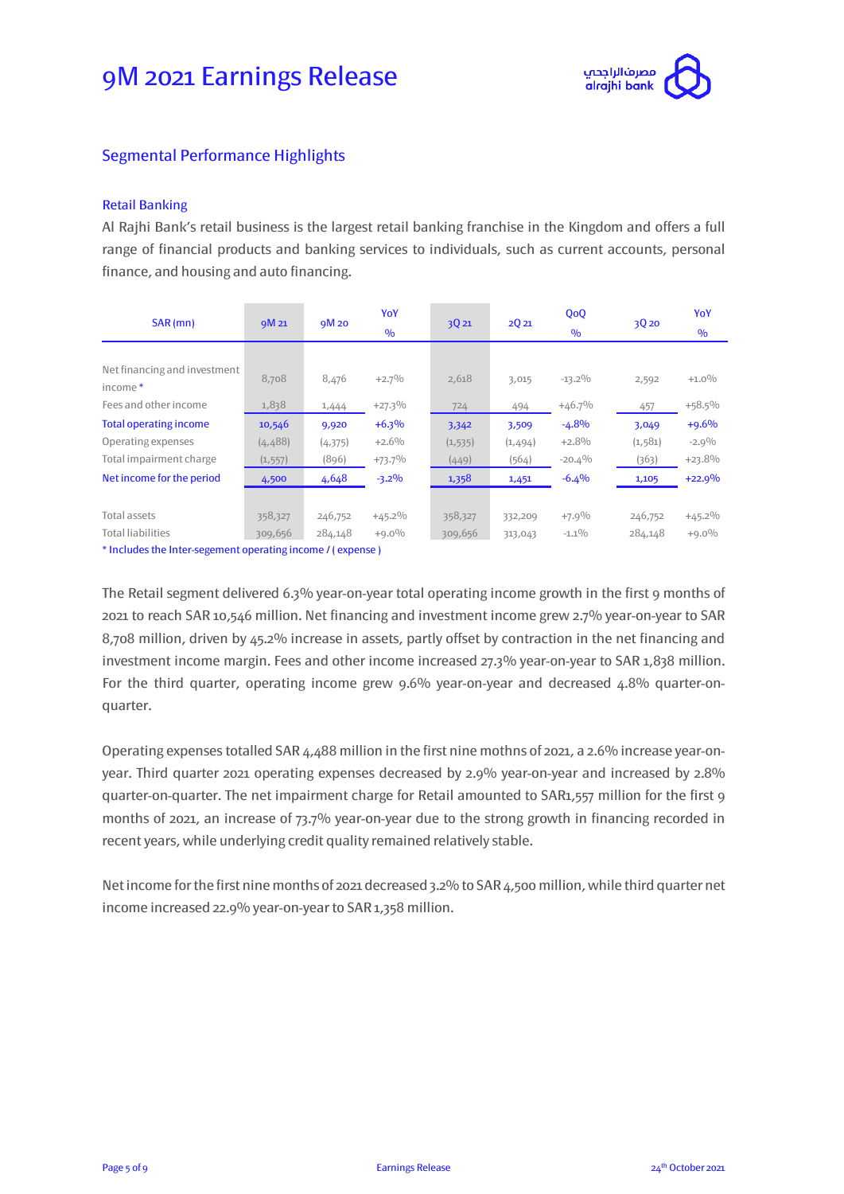## Segmental Performance Highlights

### Retail Banking

Al Rajhi Bank's retail business is the largest retail banking franchise in the Kingdom and offers a full range of financial products and banking services to individuals, such as current accounts, personal finance, and housing and auto financing.

| SAR (mn) | 9M 21 | 9M 20 | YoY % | 3Q 21 | 2Q 21 | QoQ % | 3Q 20 | YoY % |
|---|---|---|---|---|---|---|---|---|
| Net financing and investment income * | 8,708 | 8,476 | +2.7% | 2,618 | 3,015 | -13.2% | 2,592 | +1.0% |
| Fees and other income | 1,838 | 1,444 | +27.3% | 724 | 494 | +46.7% | 457 | +58.5% |
| Total operating income | 10,546 | 9,920 | +6.3% | 3,342 | 3,509 | -4.8% | 3,049 | +9.6% |
| Operating expenses | (4,488) | (4,375) | +2.6% | (1,535) | (1,494) | +2.8% | (1,581) | -2.9% |
| Total impairment charge | (1,557) | (896) | +73.7% | (449) | (564) | -20.4% | (363) | +23.8% |
| Net income for the period | 4,500 | 4,648 | -3.2% | 1,358 | 1,451 | -6.4% | 1,105 | +22.9% |
| Total assets | 358,327 | 246,752 | +45.2% | 358,327 | 332,209 | +7.9% | 246,752 | +45.2% |
| Total liabilities | 309,656 | 284,148 | +9.0% | 309,656 | 313,043 | -1.1% | 284,148 | +9.0% |

* Includes the Inter-segement operating income / ( expense )

The Retail segment delivered 6.3% year-on-year total operating income growth in the first 9 months of 2021 to reach SAR 10,546 million. Net financing and investment income grew 2.7% year-on-year to SAR 8,708 million, driven by 45.2% increase in assets, partly offset by contraction in the net financing and investment income margin. Fees and other income increased 27.3% year-on-year to SAR 1,838 million. For the third quarter, operating income grew 9.6% year-on-year and decreased 4.8% quarter-on-quarter.

Operating expenses totalled SAR 4,488 million in the first nine mothns of 2021, a 2.6% increase year-on-year. Third quarter 2021 operating expenses decreased by 2.9% year-on-year and increased by 2.8% quarter-on-quarter. The net impairment charge for Retail amounted to SAR1,557 million for the first 9 months of 2021, an increase of 73.7% year-on-year due to the strong growth in financing recorded in recent years, while underlying credit quality remained relatively stable.

Net income for the first nine months of 2021 decreased 3.2% to SAR 4,500 million, while third quarter net income increased 22.9% year-on-year to SAR 1,358 million.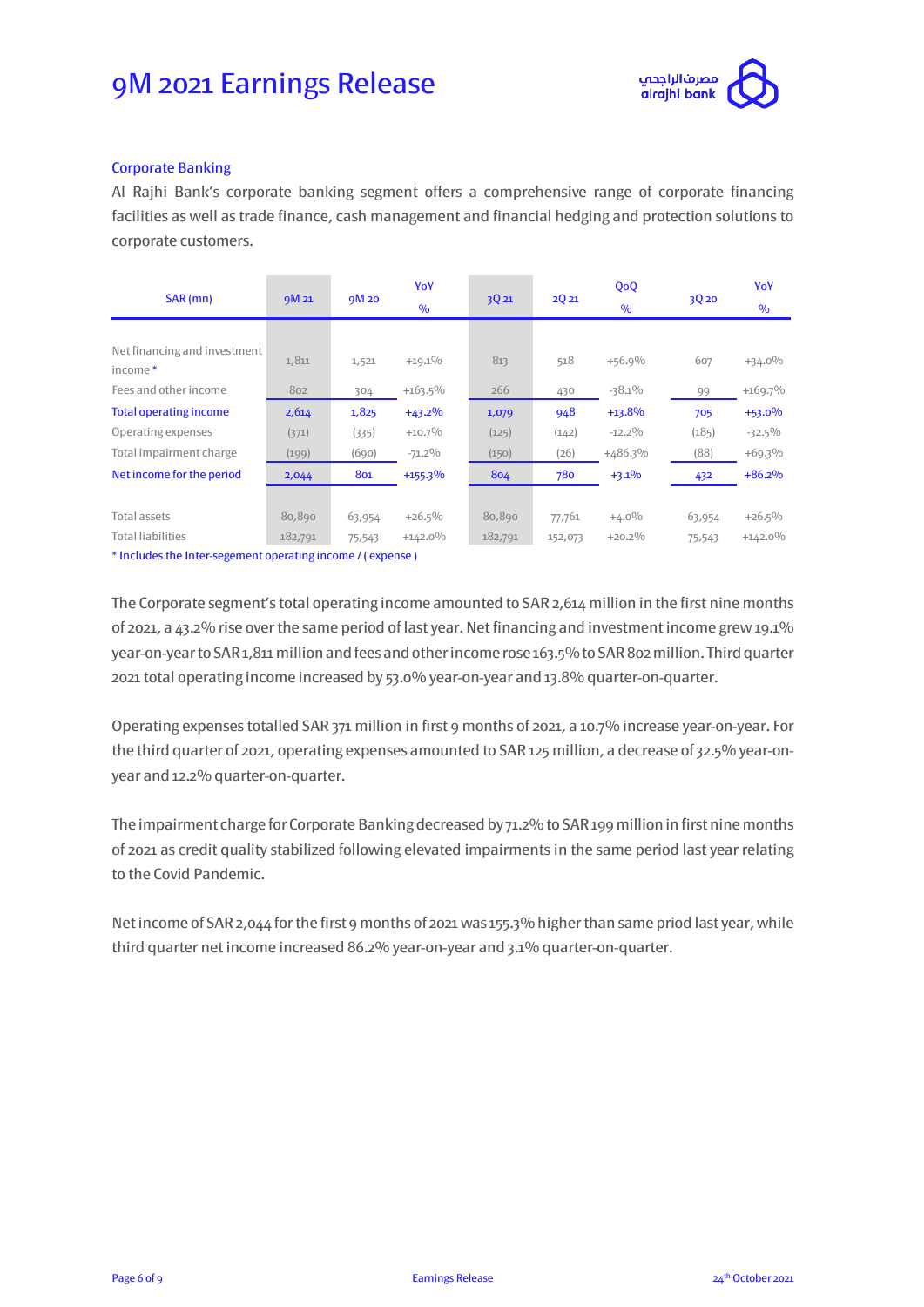## Corporate Banking

Al Rajhi Bank's corporate banking segment offers a comprehensive range of corporate financing facilities as well as trade finance, cash management and financial hedging and protection solutions to corporate customers.

| SAR (mn) | 9M 21 | 9M 20 | YoY % | 3Q 21 | 2Q 21 | QoQ % | 3Q 20 | YoY % |
|---|---|---|---|---|---|---|---|---|
| Net financing and investment income * | 1,811 | 1,521 | +19.1% | 813 | 518 | +56.9% | 607 | +34.0% |
| Fees and other income | 802 | 304 | +163.5% | 266 | 430 | -38.1% | 99 | +169.7% |
| Total operating income | 2,614 | 1,825 | +43.2% | 1,079 | 948 | +13.8% | 705 | +53.0% |
| Operating expenses | (371) | (335) | +10.7% | (125) | (142) | -12.2% | (185) | -32.5% |
| Total impairment charge | (199) | (690) | -71.2% | (150) | (26) | +486.3% | (88) | +69.3% |
| Net income for the period | 2,044 | 801 | +155.3% | 804 | 780 | +3.1% | 432 | +86.2% |
| | | | | | | | | |
| Total assets | 80,890 | 63,954 | +26.5% | 80,890 | 77,761 | +4.0% | 63,954 | +26.5% |
| Total liabilities | 182,791 | 75,543 | +142.0% | 182,791 | 152,073 | +20.2% | 75,543 | +142.0% |

* Includes the Inter-segement operating income / ( expense )

The Corporate segment's total operating income amounted to SAR 2,614 million in the first nine months of 2021, a 43.2% rise over the same period of last year. Net financing and investment income grew 19.1% year-on-year to SAR 1,811 million and fees and other income rose 163.5% to SAR 802 million. Third quarter 2021 total operating income increased by 53.0% year-on-year and 13.8% quarter-on-quarter.

Operating expenses totalled SAR 371 million in first 9 months of 2021, a 10.7% increase year-on-year. For the third quarter of 2021, operating expenses amounted to SAR 125 million, a decrease of 32.5% year-on-year and 12.2% quarter-on-quarter.

The impairment charge for Corporate Banking decreased by 71.2% to SAR 199 million in first nine months of 2021 as credit quality stabilized following elevated impairments in the same period last year relating to the Covid Pandemic.

Net income of SAR 2,044 for the first 9 months of 2021 was 155.3% higher than same priod last year, while third quarter net income increased 86.2% year-on-year and 3.1% quarter-on-quarter.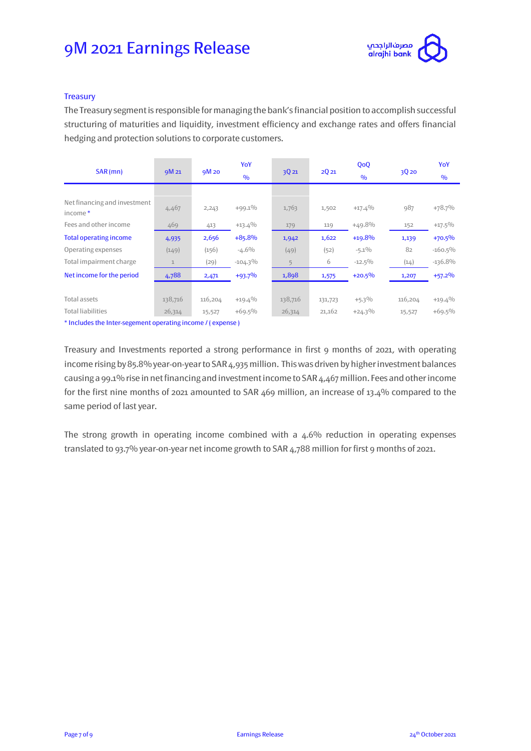## Treasury

The Treasury segment is responsible for managing the bank's financial position to accomplish successful structuring of maturities and liquidity, investment efficiency and exchange rates and offers financial hedging and protection solutions to corporate customers.

| SAR (mn) | 9M 21 | 9M 20 | YoY % | 3Q 21 | 2Q 21 | QoQ % | 3Q 20 | YoY % |
|---|---|---|---|---|---|---|---|---|
| Net financing and investment income * | 4,467 | 2,243 | +99.1% | 1,763 | 1,502 | +17.4% | 987 | +78.7% |
| Fees and other income | 469 | 413 | +13.4% | 179 | 119 | +49.8% | 152 | +17.5% |
| Total operating income | 4,935 | 2,656 | +85.8% | 1,942 | 1,622 | +19.8% | 1,139 | +70.5% |
| Operating expenses | (149) | (156) | -4.6% | (49) | (52) | -5.1% | 82 | -160.5% |
| Total impairment charge | 1 | (29) | -104.3% | 5 | 6 | -12.5% | (14) | -136.8% |
| Net income for the period | 4,788 | 2,471 | +93.7% | 1,898 | 1,575 | +20.5% | 1,207 | +57.2% |
| Total assets | 138,716 | 116,204 | +19.4% | 138,716 | 131,723 | +5.3% | 116,204 | +19.4% |
| Total liabilities | 26,314 | 15,527 | +69.5% | 26,314 | 21,162 | +24.3% | 15,527 | +69.5% |

* Includes the Inter-segement operating income / ( expense )

Treasury and Investments reported a strong performance in first 9 months of 2021, with operating income rising by 85.8% year-on-year to SAR 4,935 million. This was driven by higher investment balances causing a 99.1% rise in net financing and investment income to SAR 4,467 million. Fees and other income for the first nine months of 2021 amounted to SAR 469 million, an increase of 13.4% compared to the same period of last year.

The strong growth in operating income combined with a 4.6% reduction in operating expenses translated to 93.7% year-on-year net income growth to SAR 4,788 million for first 9 months of 2021.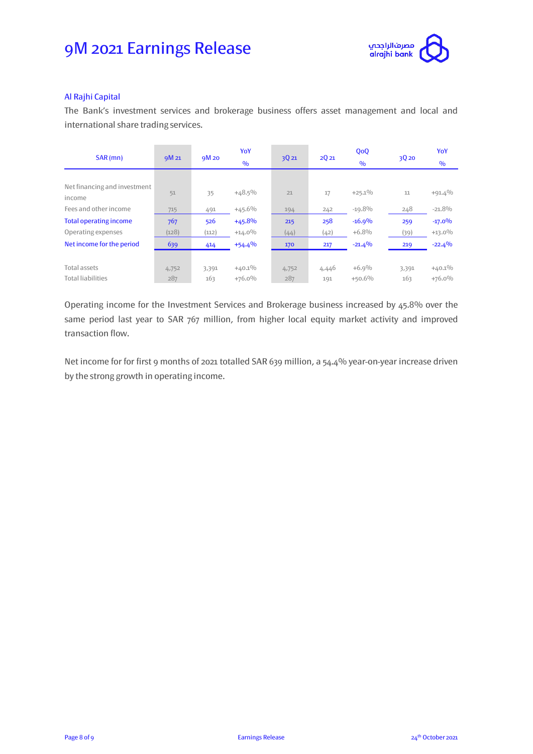# 9M 2021 Earnings Release

## Al Rajhi Capital

The Bank's investment services and brokerage business offers asset management and local and international share trading services.

| SAR (mn) | 9M 21 | 9M 20 | YoY % | 3Q 21 | 2Q 21 | QoQ % | 3Q 20 | YoY % |
|---|---|---|---|---|---|---|---|---|
| Net financing and investment income | 51 | 35 | +48.5% | 21 | 17 | +25.1% | 11 | +91.4% |
| Fees and other income | 715 | 491 | +45.6% | 194 | 242 | -19.8% | 248 | -21.8% |
| Total operating income | 767 | 526 | +45.8% | 215 | 258 | -16.9% | 259 | -17.0% |
| Operating expenses | (128) | (112) | +14.0% | (44) | (42) | +6.8% | (39) | +13.0% |
| Net income for the period | 639 | 414 | +54.4% | 170 | 217 | -21.4% | 219 | -22.4% |
| | | | | | | | | |
| Total assets | 4,752 | 3,391 | +40.1% | 4,752 | 4,446 | +6.9% | 3,391 | +40.1% |
| Total liabilities | 287 | 163 | +76.0% | 287 | 191 | +50.6% | 163 | +76.0% |

Operating income for the Investment Services and Brokerage business increased by 45.8% over the same period last year to SAR 767 million, from higher local equity market activity and improved transaction flow.

Net income for for first 9 months of 2021 totalled SAR 639 million, a 54.4% year-on-year increase driven by the strong growth in operating income.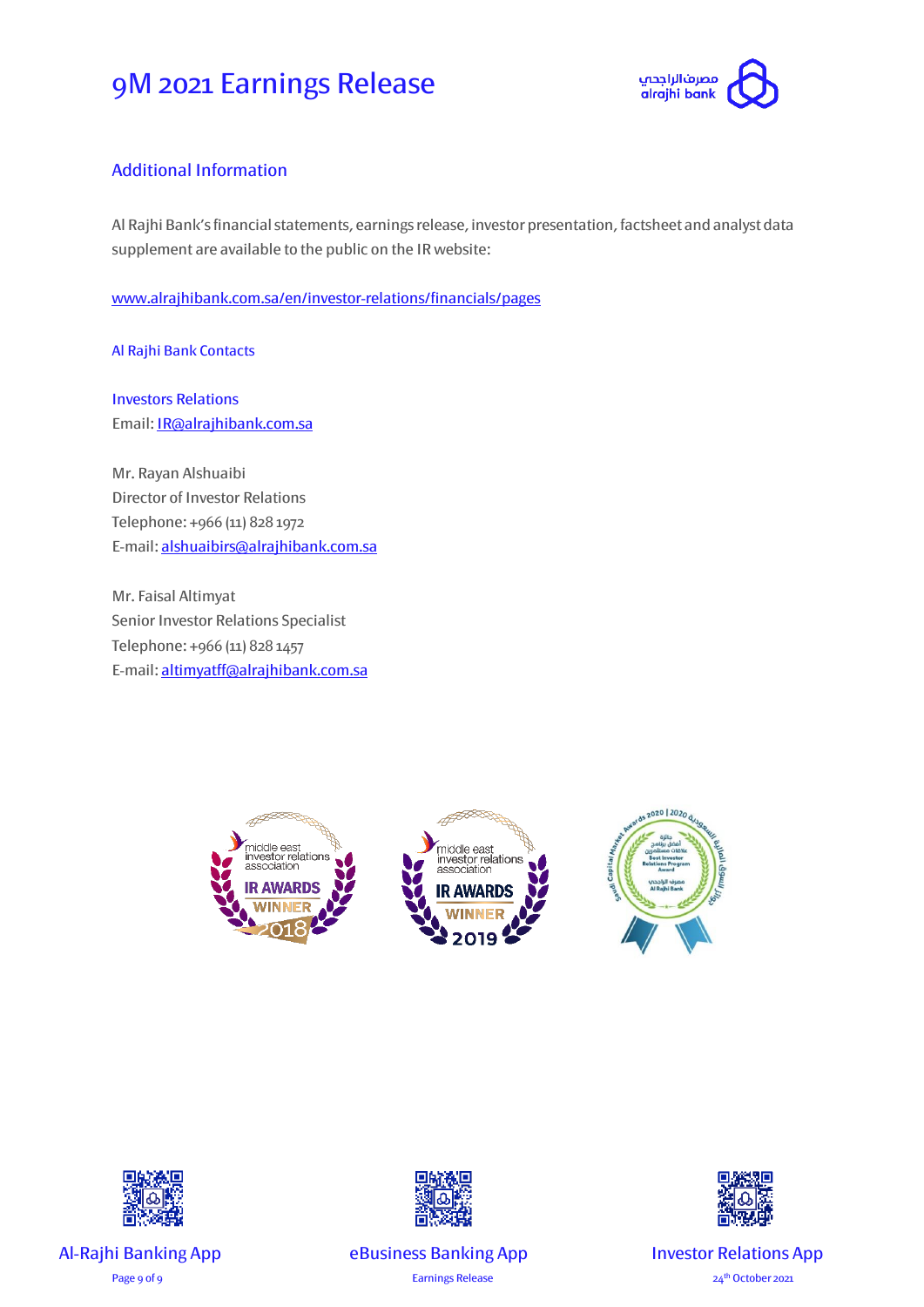## Additional Information

Al Rajhi Bank's financial statements, earnings release, investor presentation, factsheet and analyst data supplement are available to the public on the IR website:

www.alrajhibank.com.sa/en/investor-relations/financials/pages

### Al Rajhi Bank Contacts

**Investors Relations**
Email: IR@alrajhibank.com.sa

Mr. Rayan Alshuaibi
Director of Investor Relations
Telephone: +966 (11) 828 1972
E-mail: alshuaibirs@alrajhibank.com.sa

Mr. Faisal Altimyat
Senior Investor Relations Specialist
Telephone: +966 (11) 828 1457
E-mail: altimyatff@alrajhibank.com.sa

Al-Rajhi Banking App

eBusiness Banking App

Investor Relations App